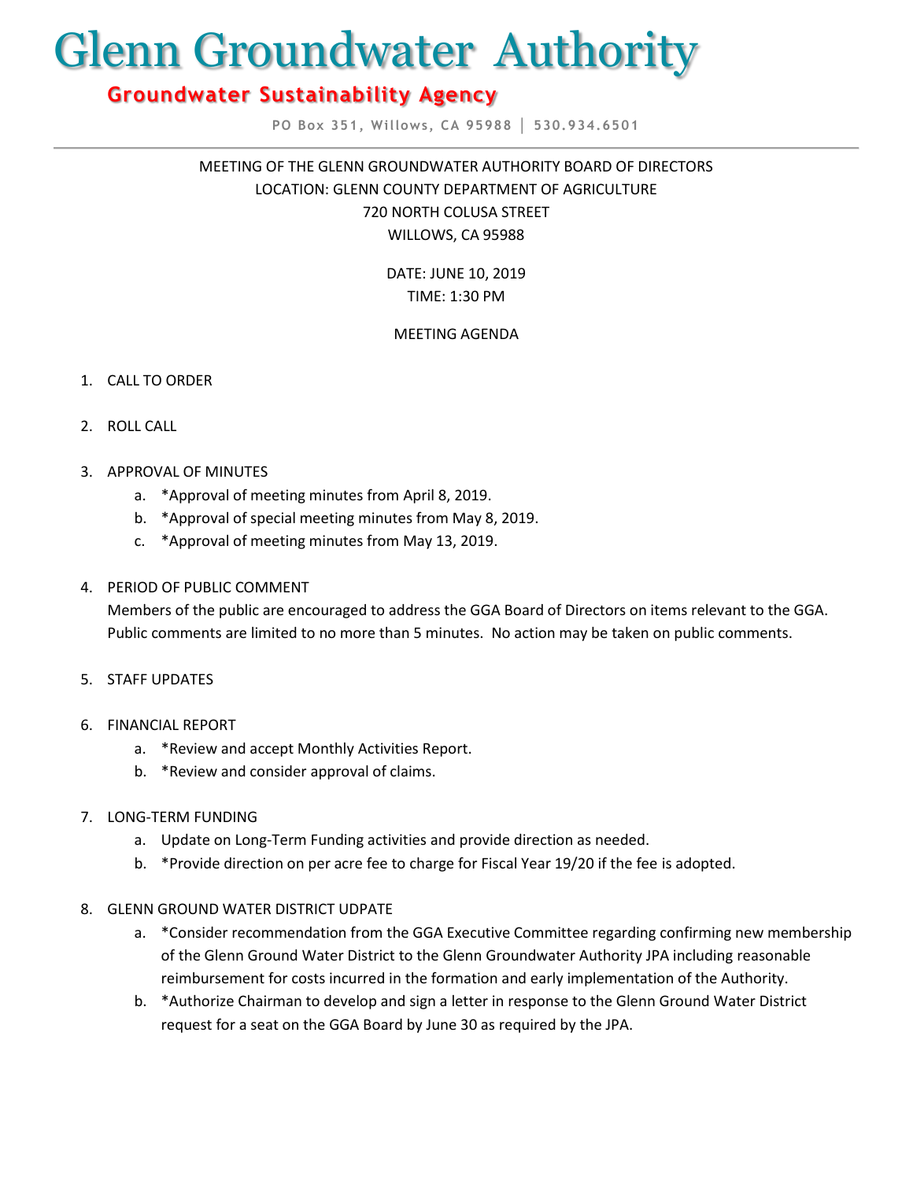# Glenn Groundwater Authority

## Groundwater Sustainability Agency

PO Box 351, Willows, CA 95988 | 530.934.6501

---

MEETING OF THE GLENN GROUNDWATER AUTHORITY BOARD OF DIRECTORS
LOCATION: GLENN COUNTY DEPARTMENT OF AGRICULTURE
720 NORTH COLUSA STREET
WILLOWS, CA 95988

DATE: JUNE 10, 2019
TIME: 1:30 PM

MEETING AGENDA

1. CALL TO ORDER

2. ROLL CALL

3. APPROVAL OF MINUTES
   a. *Approval of meeting minutes from April 8, 2019.
   b. *Approval of special meeting minutes from May 8, 2019.
   c. *Approval of meeting minutes from May 13, 2019.

4. PERIOD OF PUBLIC COMMENT
   Members of the public are encouraged to address the GGA Board of Directors on items relevant to the GGA. Public comments are limited to no more than 5 minutes. No action may be taken on public comments.

5. STAFF UPDATES

6. FINANCIAL REPORT
   a. *Review and accept Monthly Activities Report.
   b. *Review and consider approval of claims.

7. LONG-TERM FUNDING
   a. Update on Long-Term Funding activities and provide direction as needed.
   b. *Provide direction on per acre fee to charge for Fiscal Year 19/20 if the fee is adopted.

8. GLENN GROUND WATER DISTRICT UDPATE
   a. *Consider recommendation from the GGA Executive Committee regarding confirming new membership of the Glenn Ground Water District to the Glenn Groundwater Authority JPA including reasonable reimbursement for costs incurred in the formation and early implementation of the Authority.
   b. *Authorize Chairman to develop and sign a letter in response to the Glenn Ground Water District request for a seat on the GGA Board by June 30 as required by the JPA.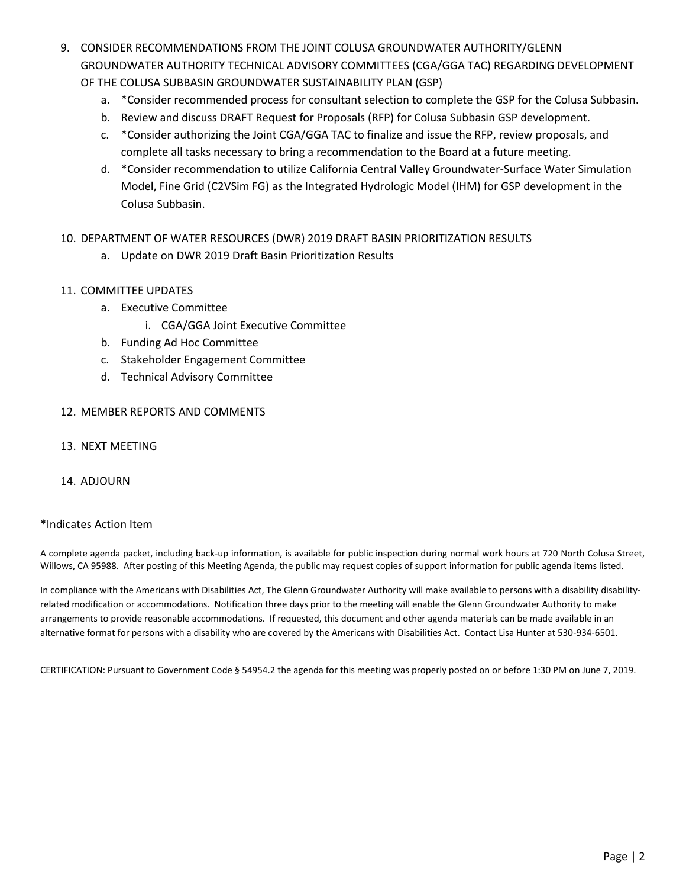9. CONSIDER RECOMMENDATIONS FROM THE JOINT COLUSA GROUNDWATER AUTHORITY/GLENN GROUNDWATER AUTHORITY TECHNICAL ADVISORY COMMITTEES (CGA/GGA TAC) REGARDING DEVELOPMENT OF THE COLUSA SUBBASIN GROUNDWATER SUSTAINABILITY PLAN (GSP)
    a. *Consider recommended process for consultant selection to complete the GSP for the Colusa Subbasin.
    b. Review and discuss DRAFT Request for Proposals (RFP) for Colusa Subbasin GSP development.
    c. *Consider authorizing the Joint CGA/GGA TAC to finalize and issue the RFP, review proposals, and complete all tasks necessary to bring a recommendation to the Board at a future meeting.
    d. *Consider recommendation to utilize California Central Valley Groundwater-Surface Water Simulation Model, Fine Grid (C2VSim FG) as the Integrated Hydrologic Model (IHM) for GSP development in the Colusa Subbasin.

10. DEPARTMENT OF WATER RESOURCES (DWR) 2019 DRAFT BASIN PRIORITIZATION RESULTS
    a. Update on DWR 2019 Draft Basin Prioritization Results

11. COMMITTEE UPDATES
    a. Executive Committee
        i. CGA/GGA Joint Executive Committee
    b. Funding Ad Hoc Committee
    c. Stakeholder Engagement Committee
    d. Technical Advisory Committee

12. MEMBER REPORTS AND COMMENTS

13. NEXT MEETING

14. ADJOURN

*Indicates Action Item

A complete agenda packet, including back-up information, is available for public inspection during normal work hours at 720 North Colusa Street, Willows, CA 95988. After posting of this Meeting Agenda, the public may request copies of support information for public agenda items listed.

In compliance with the Americans with Disabilities Act, The Glenn Groundwater Authority will make available to persons with a disability disability-related modification or accommodations. Notification three days prior to the meeting will enable the Glenn Groundwater Authority to make arrangements to provide reasonable accommodations. If requested, this document and other agenda materials can be made available in an alternative format for persons with a disability who are covered by the Americans with Disabilities Act. Contact Lisa Hunter at 530-934-6501.

CERTIFICATION: Pursuant to Government Code § 54954.2 the agenda for this meeting was properly posted on or before 1:30 PM on June 7, 2019.